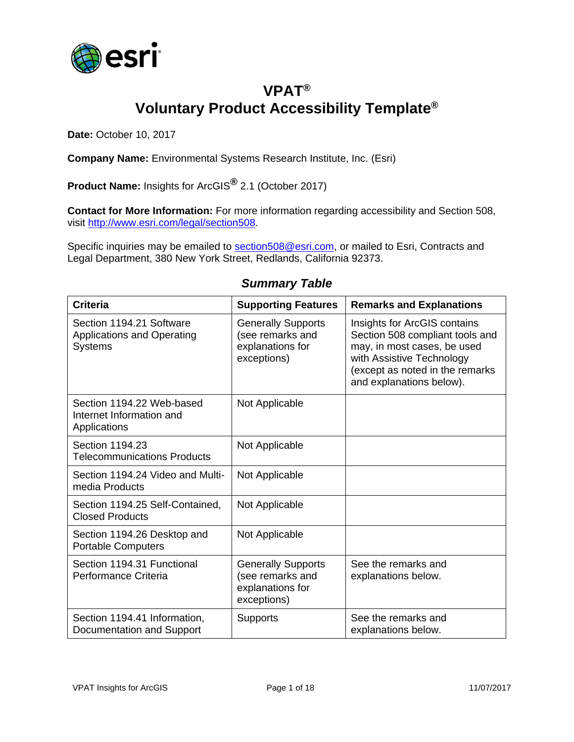# VPAT®
# Voluntary Product Accessibility Template®

**Date:** October 10, 2017

**Company Name:** Environmental Systems Research Institute, Inc. (Esri)

**Product Name:** Insights for ArcGIS® 2.1 (October 2017)

**Contact for More Information:** For more information regarding accessibility and Section 508, visit http://www.esri.com/legal/section508.

Specific inquiries may be emailed to section508@esri.com, or mailed to Esri, Contracts and Legal Department, 380 New York Street, Redlands, California 92373.

## *Summary Table*

| Criteria | Supporting Features | Remarks and Explanations |
|---|---|---|
| Section 1194.21 Software Applications and Operating Systems | Generally Supports (see remarks and explanations for exceptions) | Insights for ArcGIS contains Section 508 compliant tools and may, in most cases, be used with Assistive Technology (except as noted in the remarks and explanations below). |
| Section 1194.22 Web-based Internet Information and Applications | Not Applicable | |
| Section 1194.23 Telecommunications Products | Not Applicable | |
| Section 1194.24 Video and Multi-media Products | Not Applicable | |
| Section 1194.25 Self-Contained, Closed Products | Not Applicable | |
| Section 1194.26 Desktop and Portable Computers | Not Applicable | |
| Section 1194.31 Functional Performance Criteria | Generally Supports (see remarks and explanations for exceptions) | See the remarks and explanations below. |
| Section 1194.41 Information, Documentation and Support | Supports | See the remarks and explanations below. |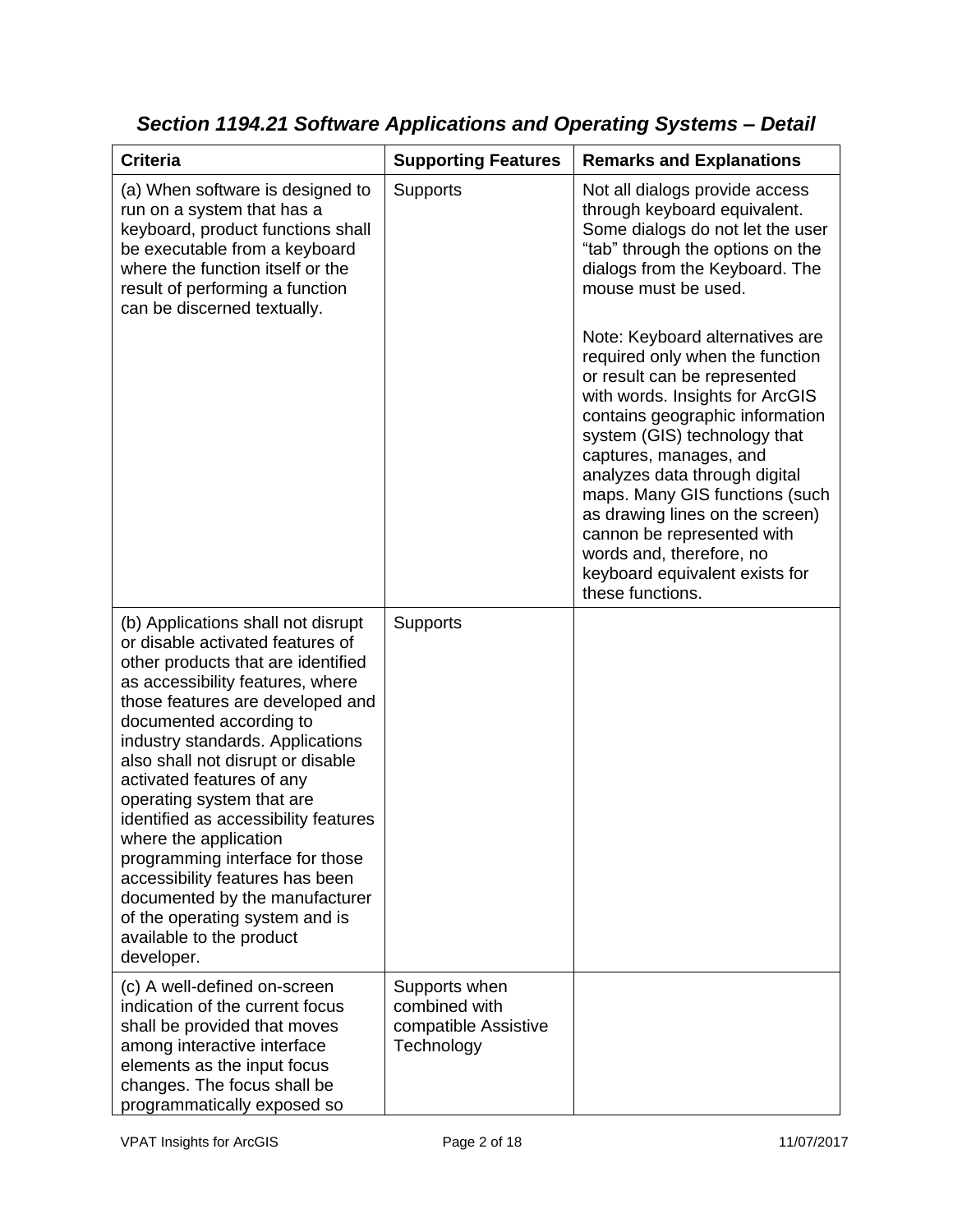### *Section 1194.21 Software Applications and Operating Systems – Detail*

| Criteria | Supporting Features | Remarks and Explanations |
|---|---|---|
| (a) When software is designed to run on a system that has a keyboard, product functions shall be executable from a keyboard where the function itself or the result of performing a function can be discerned textually. | Supports | Not all dialogs provide access through keyboard equivalent. Some dialogs do not let the user "tab" through the options on the dialogs from the Keyboard. The mouse must be used.<br><br>Note: Keyboard alternatives are required only when the function or result can be represented with words. Insights for ArcGIS contains geographic information system (GIS) technology that captures, manages, and analyzes data through digital maps. Many GIS functions (such as drawing lines on the screen) cannon be represented with words and, therefore, no keyboard equivalent exists for these functions. |
| (b) Applications shall not disrupt or disable activated features of other products that are identified as accessibility features, where those features are developed and documented according to industry standards. Applications also shall not disrupt or disable activated features of any operating system that are identified as accessibility features where the application programming interface for those accessibility features has been documented by the manufacturer of the operating system and is available to the product developer. | Supports | |
| (c) A well-defined on-screen indication of the current focus shall be provided that moves among interactive interface elements as the input focus changes. The focus shall be programmatically exposed so | Supports when combined with compatible Assistive Technology | |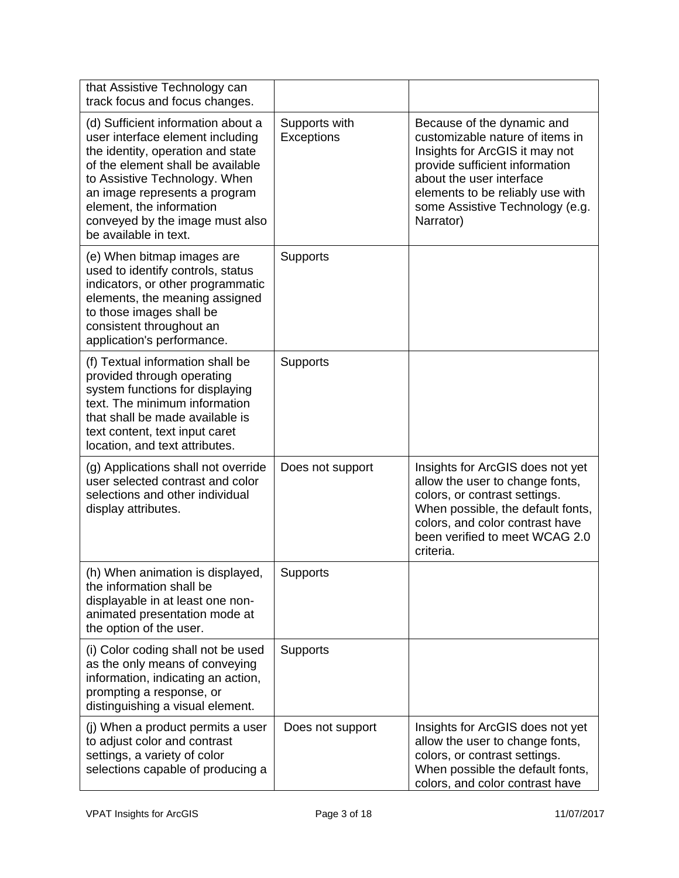| | | |
|---|---|---|
| that Assistive Technology can track focus and focus changes. | | |
| (d) Sufficient information about a user interface element including the identity, operation and state of the element shall be available to Assistive Technology. When an image represents a program element, the information conveyed by the image must also be available in text. | Supports with Exceptions | Because of the dynamic and customizable nature of items in Insights for ArcGIS it may not provide sufficient information about the user interface elements to be reliably use with some Assistive Technology (e.g. Narrator) |
| (e) When bitmap images are used to identify controls, status indicators, or other programmatic elements, the meaning assigned to those images shall be consistent throughout an application's performance. | Supports | |
| (f) Textual information shall be provided through operating system functions for displaying text. The minimum information that shall be made available is text content, text input caret location, and text attributes. | Supports | |
| (g) Applications shall not override user selected contrast and color selections and other individual display attributes. | Does not support | Insights for ArcGIS does not yet allow the user to change fonts, colors, or contrast settings. When possible, the default fonts, colors, and color contrast have been verified to meet WCAG 2.0 criteria. |
| (h) When animation is displayed, the information shall be displayable in at least one non-animated presentation mode at the option of the user. | Supports | |
| (i) Color coding shall not be used as the only means of conveying information, indicating an action, prompting a response, or distinguishing a visual element. | Supports | |
| (j) When a product permits a user to adjust color and contrast settings, a variety of color selections capable of producing a | Does not support | Insights for ArcGIS does not yet allow the user to change fonts, colors, or contrast settings. When possible the default fonts, colors, and color contrast have |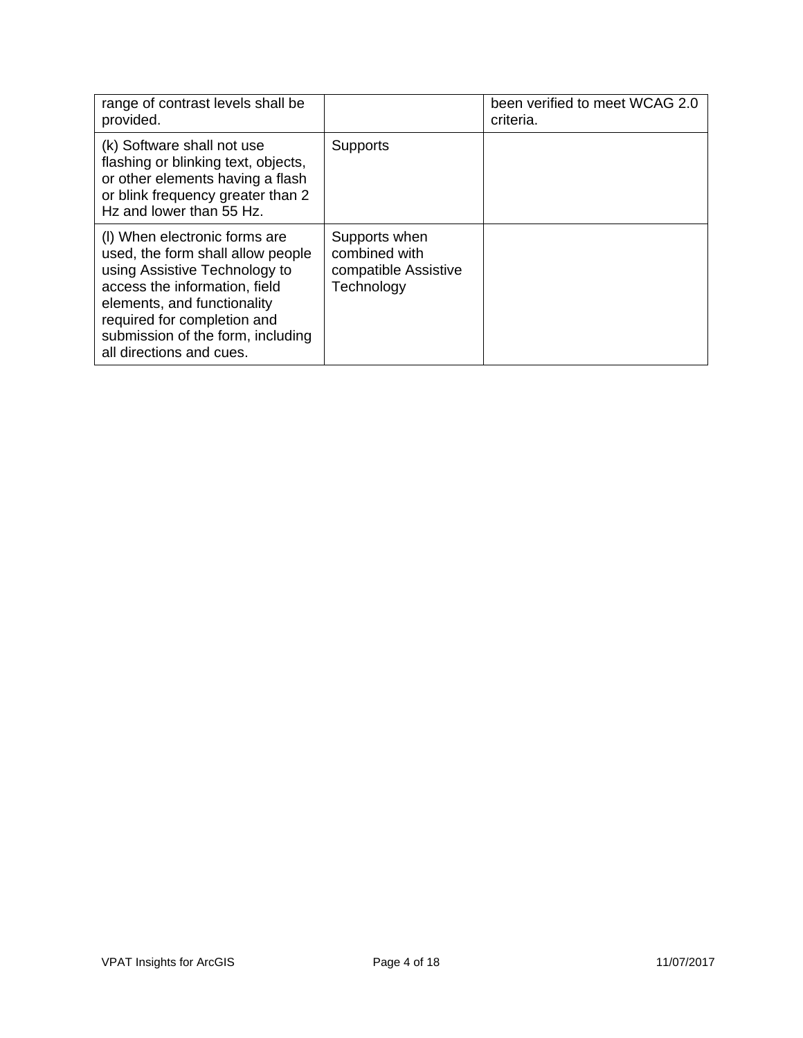| | | |
|---|---|---|
| range of contrast levels shall be provided. | | been verified to meet WCAG 2.0 criteria. |
| (k) Software shall not use flashing or blinking text, objects, or other elements having a flash or blink frequency greater than 2 Hz and lower than 55 Hz. | Supports | |
| (l) When electronic forms are used, the form shall allow people using Assistive Technology to access the information, field elements, and functionality required for completion and submission of the form, including all directions and cues. | Supports when combined with compatible Assistive Technology | |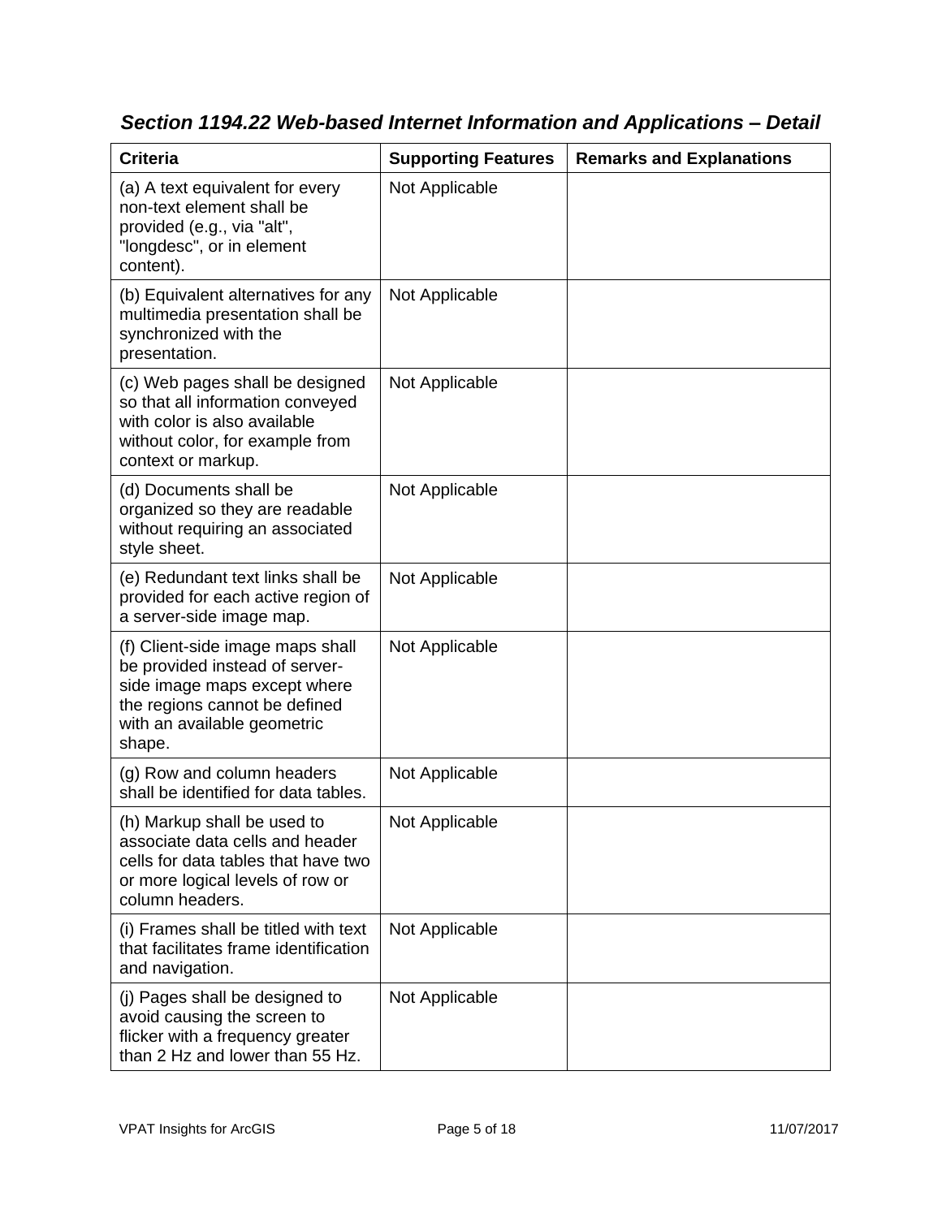## *Section 1194.22 Web-based Internet Information and Applications – Detail*

| Criteria | Supporting Features | Remarks and Explanations |
| --- | --- | --- |
| (a) A text equivalent for every non-text element shall be provided (e.g., via "alt", "longdesc", or in element content). | Not Applicable | |
| (b) Equivalent alternatives for any multimedia presentation shall be synchronized with the presentation. | Not Applicable | |
| (c) Web pages shall be designed so that all information conveyed with color is also available without color, for example from context or markup. | Not Applicable | |
| (d) Documents shall be organized so they are readable without requiring an associated style sheet. | Not Applicable | |
| (e) Redundant text links shall be provided for each active region of a server-side image map. | Not Applicable | |
| (f) Client-side image maps shall be provided instead of server-side image maps except where the regions cannot be defined with an available geometric shape. | Not Applicable | |
| (g) Row and column headers shall be identified for data tables. | Not Applicable | |
| (h) Markup shall be used to associate data cells and header cells for data tables that have two or more logical levels of row or column headers. | Not Applicable | |
| (i) Frames shall be titled with text that facilitates frame identification and navigation. | Not Applicable | |
| (j) Pages shall be designed to avoid causing the screen to flicker with a frequency greater than 2 Hz and lower than 55 Hz. | Not Applicable | |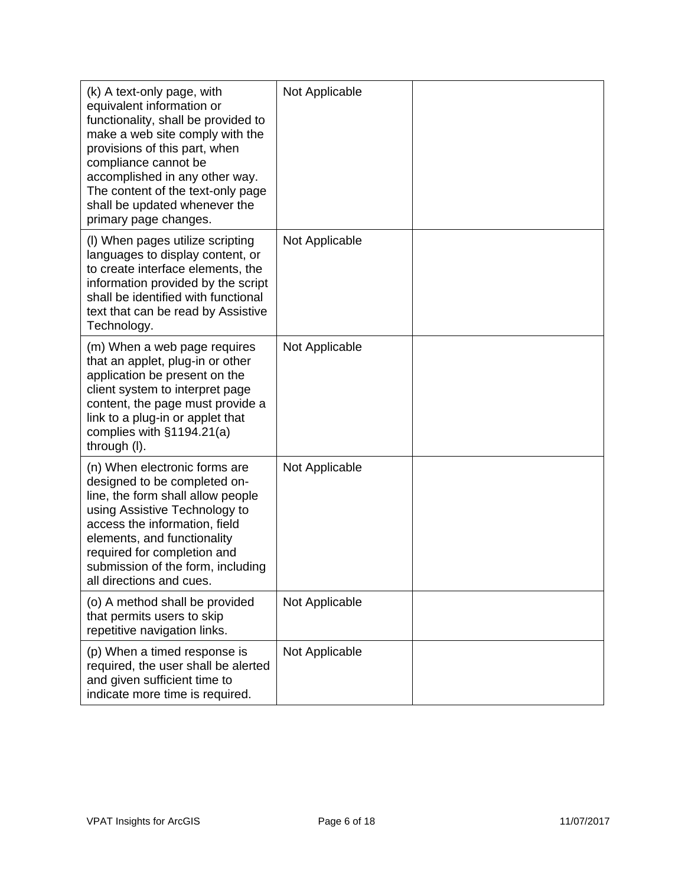| (k) A text-only page, with equivalent information or functionality, shall be provided to make a web site comply with the provisions of this part, when compliance cannot be accomplished in any other way. The content of the text-only page shall be updated whenever the primary page changes. | Not Applicable | |
|---|---|---|
| (l) When pages utilize scripting languages to display content, or to create interface elements, the information provided by the script shall be identified with functional text that can be read by Assistive Technology. | Not Applicable | |
| (m) When a web page requires that an applet, plug-in or other application be present on the client system to interpret page content, the page must provide a link to a plug-in or applet that complies with §1194.21(a) through (l). | Not Applicable | |
| (n) When electronic forms are designed to be completed on-line, the form shall allow people using Assistive Technology to access the information, field elements, and functionality required for completion and submission of the form, including all directions and cues. | Not Applicable | |
| (o) A method shall be provided that permits users to skip repetitive navigation links. | Not Applicable | |
| (p) When a timed response is required, the user shall be alerted and given sufficient time to indicate more time is required. | Not Applicable | |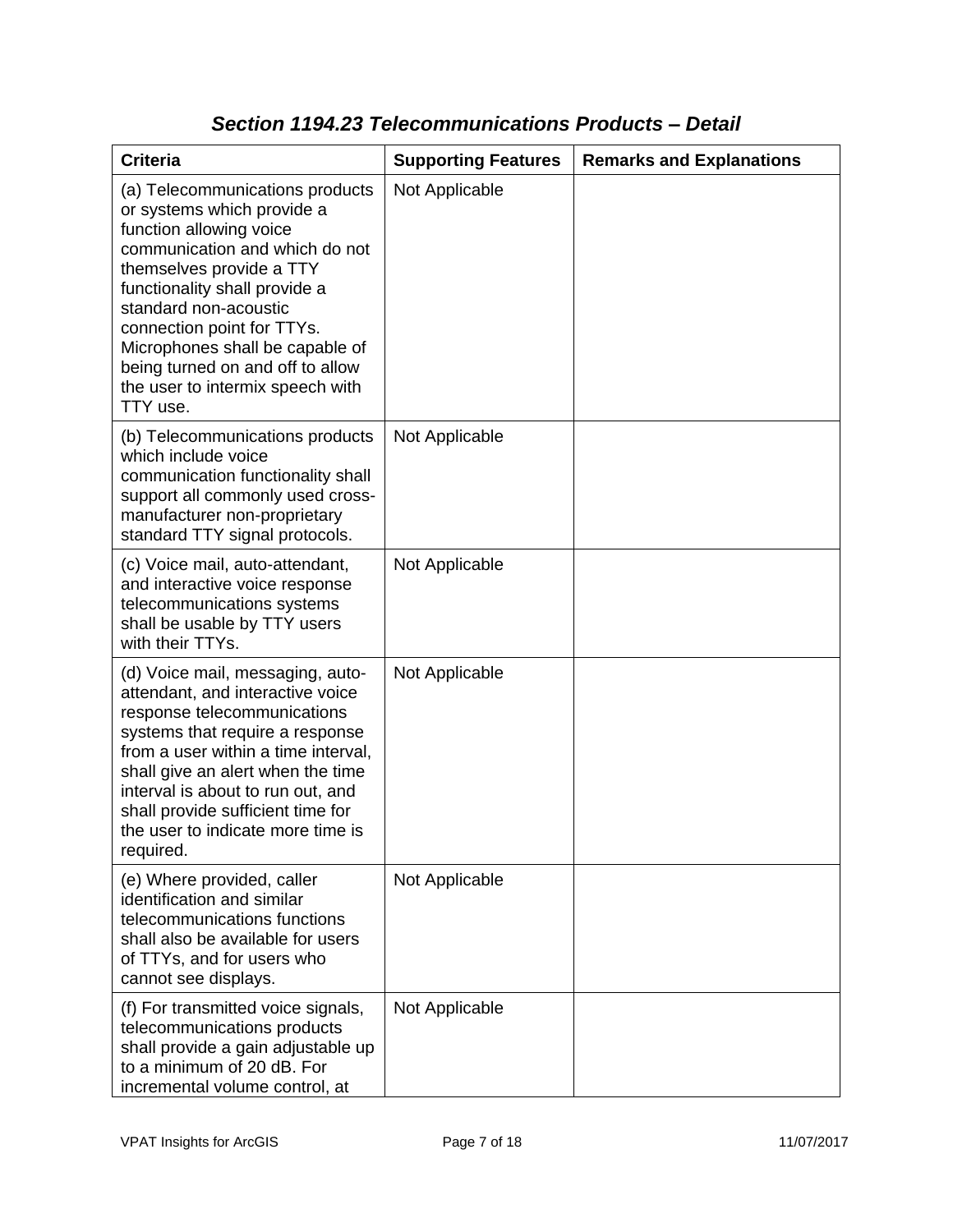### *Section 1194.23 Telecommunications Products – Detail*

| Criteria | Supporting Features | Remarks and Explanations |
|---|---|---|
| (a) Telecommunications products or systems which provide a function allowing voice communication and which do not themselves provide a TTY functionality shall provide a standard non-acoustic connection point for TTYs. Microphones shall be capable of being turned on and off to allow the user to intermix speech with TTY use. | Not Applicable | |
| (b) Telecommunications products which include voice communication functionality shall support all commonly used cross-manufacturer non-proprietary standard TTY signal protocols. | Not Applicable | |
| (c) Voice mail, auto-attendant, and interactive voice response telecommunications systems shall be usable by TTY users with their TTYs. | Not Applicable | |
| (d) Voice mail, messaging, auto-attendant, and interactive voice response telecommunications systems that require a response from a user within a time interval, shall give an alert when the time interval is about to run out, and shall provide sufficient time for the user to indicate more time is required. | Not Applicable | |
| (e) Where provided, caller identification and similar telecommunications functions shall also be available for users of TTYs, and for users who cannot see displays. | Not Applicable | |
| (f) For transmitted voice signals, telecommunications products shall provide a gain adjustable up to a minimum of 20 dB. For incremental volume control, at | Not Applicable | |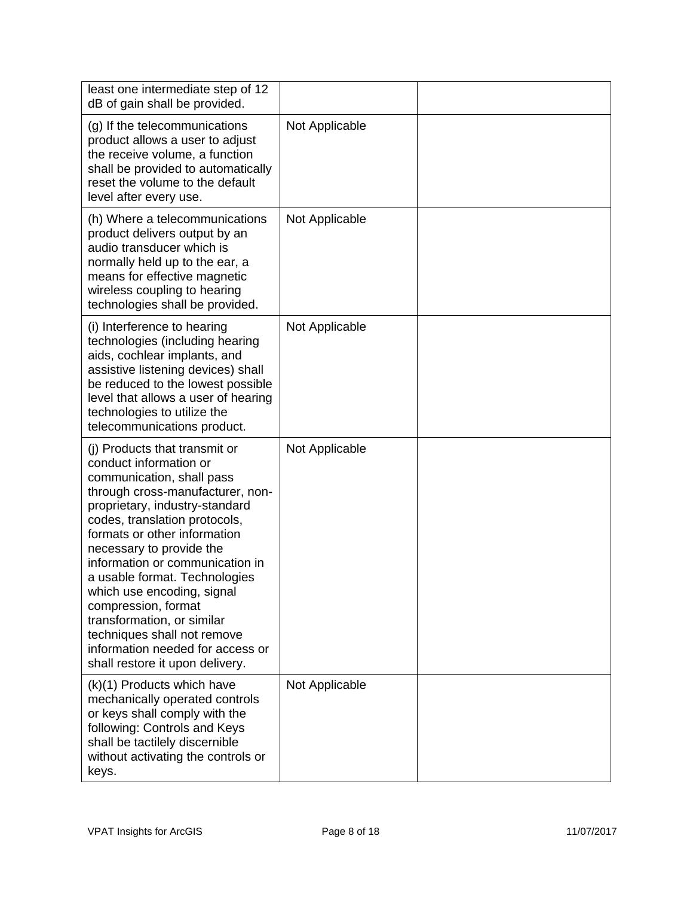| | | |
|---|---|---|
| least one intermediate step of 12 dB of gain shall be provided. | | |
| (g) If the telecommunications product allows a user to adjust the receive volume, a function shall be provided to automatically reset the volume to the default level after every use. | Not Applicable | |
| (h) Where a telecommunications product delivers output by an audio transducer which is normally held up to the ear, a means for effective magnetic wireless coupling to hearing technologies shall be provided. | Not Applicable | |
| (i) Interference to hearing technologies (including hearing aids, cochlear implants, and assistive listening devices) shall be reduced to the lowest possible level that allows a user of hearing technologies to utilize the telecommunications product. | Not Applicable | |
| (j) Products that transmit or conduct information or communication, shall pass through cross-manufacturer, non-proprietary, industry-standard codes, translation protocols, formats or other information necessary to provide the information or communication in a usable format. Technologies which use encoding, signal compression, format transformation, or similar techniques shall not remove information needed for access or shall restore it upon delivery. | Not Applicable | |
| (k)(1) Products which have mechanically operated controls or keys shall comply with the following: Controls and Keys shall be tactilely discernible without activating the controls or keys. | Not Applicable | |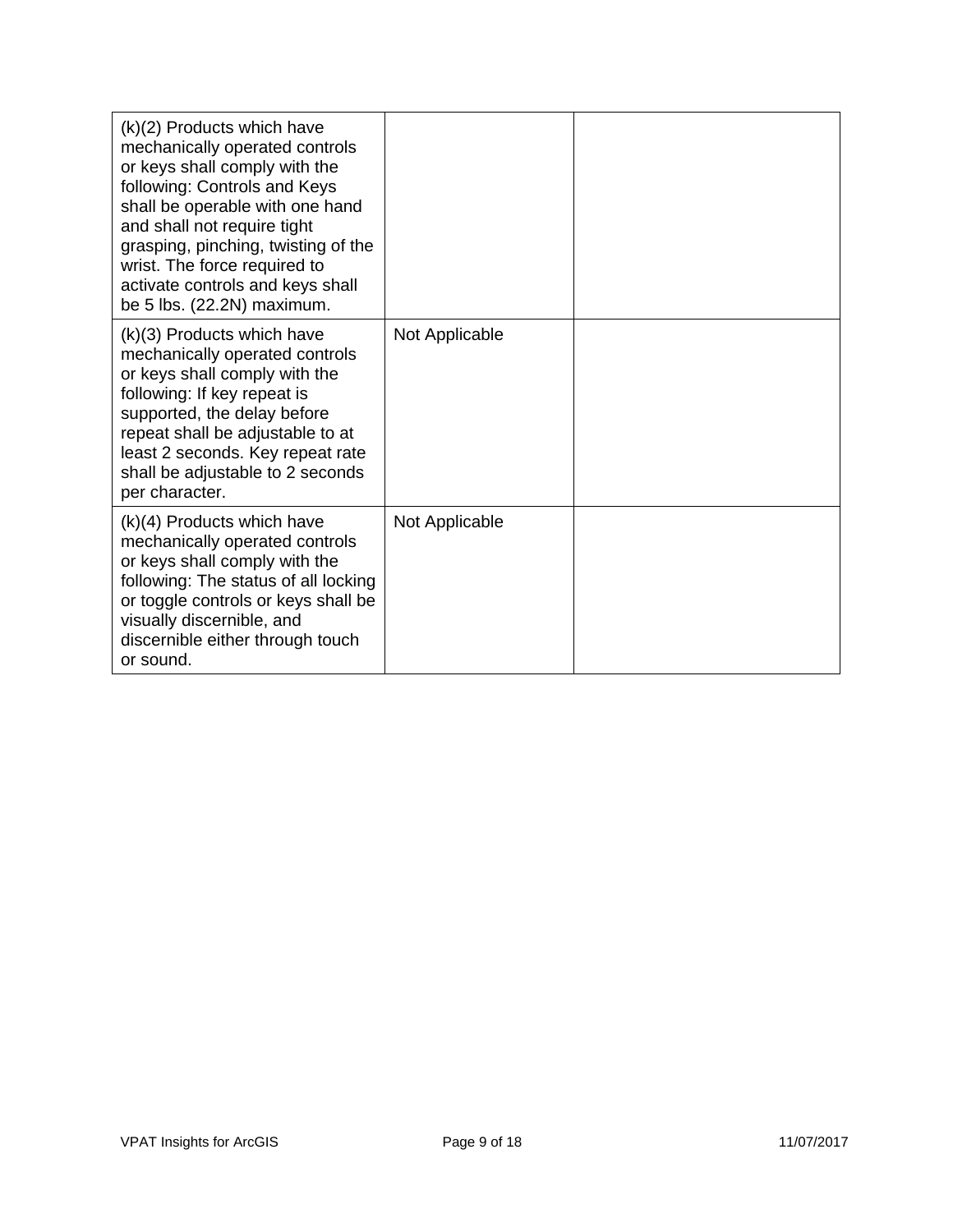| | | |
|---|---|---|
| (k)(2) Products which have mechanically operated controls or keys shall comply with the following: Controls and Keys shall be operable with one hand and shall not require tight grasping, pinching, twisting of the wrist. The force required to activate controls and keys shall be 5 lbs. (22.2N) maximum. | | |
| (k)(3) Products which have mechanically operated controls or keys shall comply with the following: If key repeat is supported, the delay before repeat shall be adjustable to at least 2 seconds. Key repeat rate shall be adjustable to 2 seconds per character. | Not Applicable | |
| (k)(4) Products which have mechanically operated controls or keys shall comply with the following: The status of all locking or toggle controls or keys shall be visually discernible, and discernible either through touch or sound. | Not Applicable | |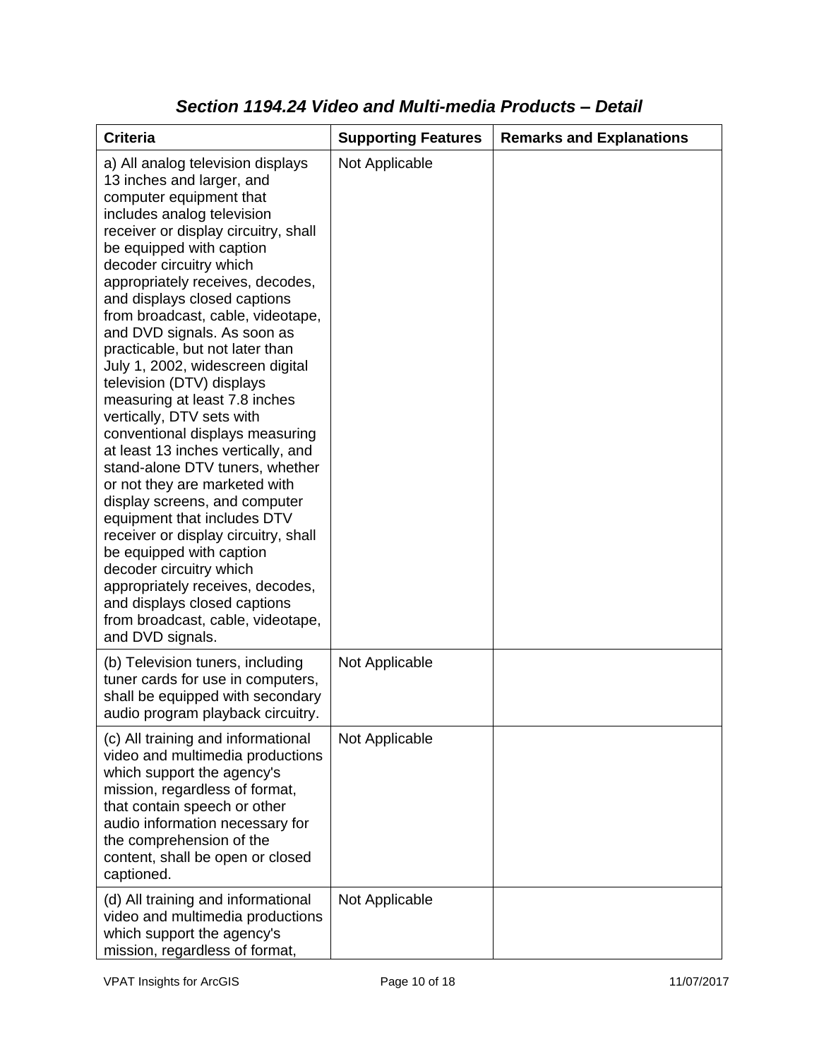### *Section 1194.24 Video and Multi-media Products – Detail*

| Criteria | Supporting Features | Remarks and Explanations |
|---|---|---|
| a) All analog television displays 13 inches and larger, and computer equipment that includes analog television receiver or display circuitry, shall be equipped with caption decoder circuitry which appropriately receives, decodes, and displays closed captions from broadcast, cable, videotape, and DVD signals. As soon as practicable, but not later than July 1, 2002, widescreen digital television (DTV) displays measuring at least 7.8 inches vertically, DTV sets with conventional displays measuring at least 13 inches vertically, and stand-alone DTV tuners, whether or not they are marketed with display screens, and computer equipment that includes DTV receiver or display circuitry, shall be equipped with caption decoder circuitry which appropriately receives, decodes, and displays closed captions from broadcast, cable, videotape, and DVD signals. | Not Applicable | |
| (b) Television tuners, including tuner cards for use in computers, shall be equipped with secondary audio program playback circuitry. | Not Applicable | |
| (c) All training and informational video and multimedia productions which support the agency's mission, regardless of format, that contain speech or other audio information necessary for the comprehension of the content, shall be open or closed captioned. | Not Applicable | |
| (d) All training and informational video and multimedia productions which support the agency's mission, regardless of format, | Not Applicable | |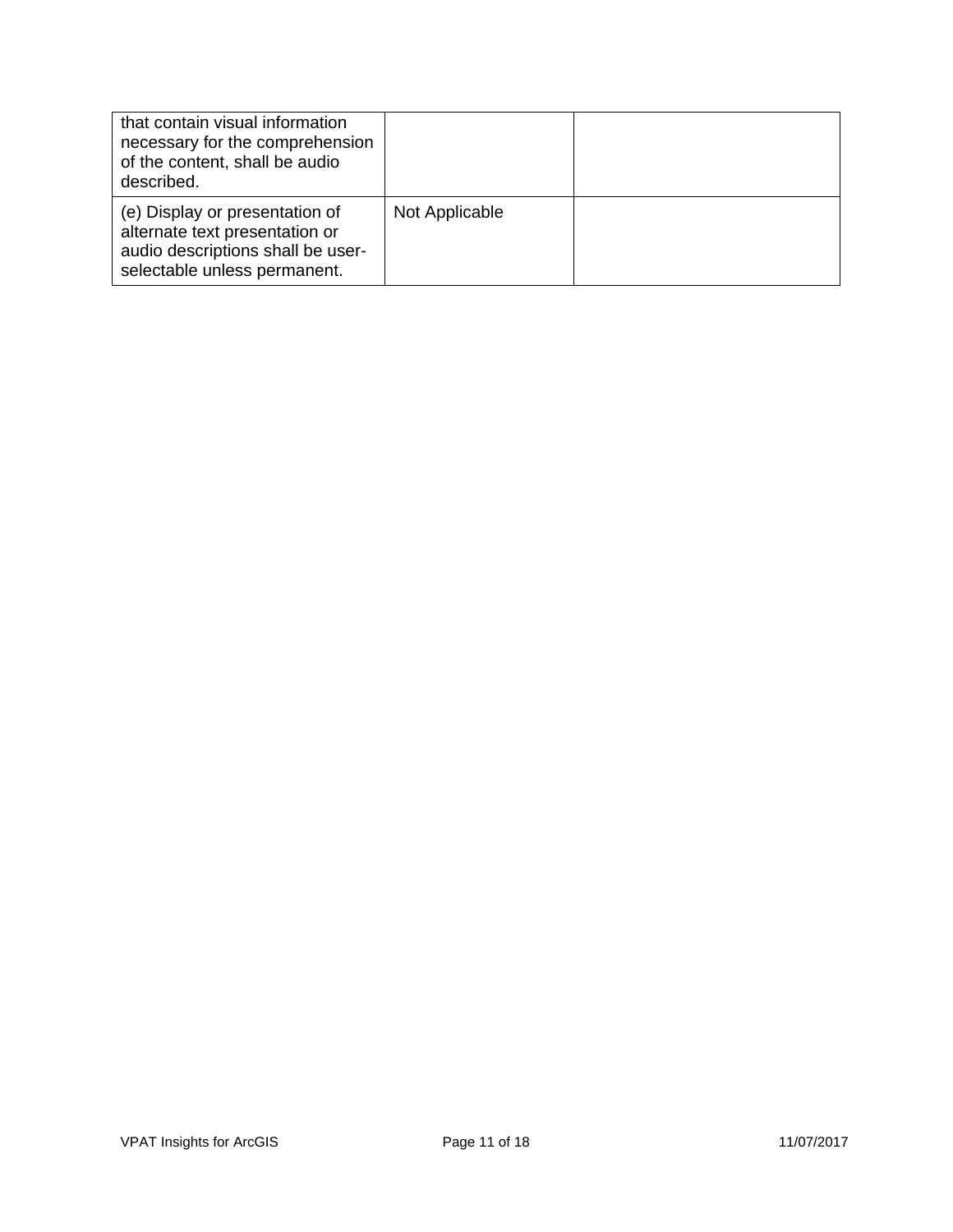| | | |
|---|---|---|
| that contain visual information necessary for the comprehension of the content, shall be audio described. | | |
| (e) Display or presentation of alternate text presentation or audio descriptions shall be user-selectable unless permanent. | Not Applicable | |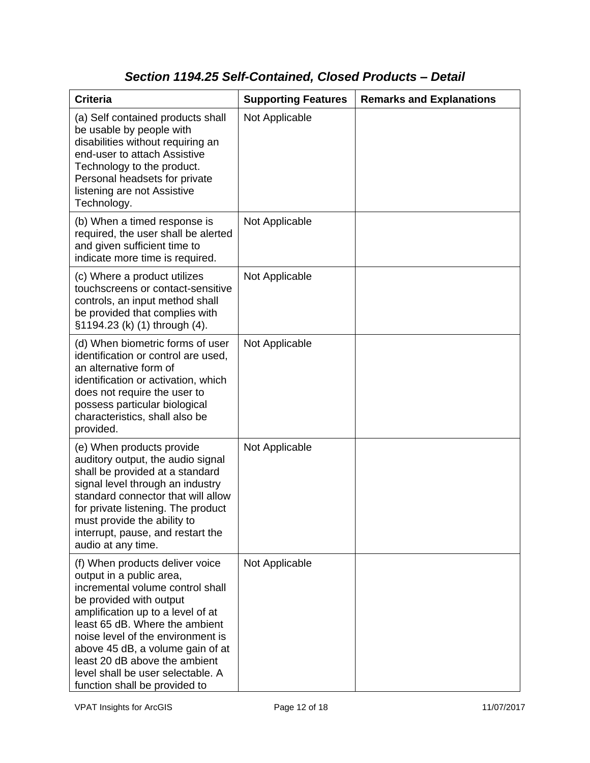### *Section 1194.25 Self-Contained, Closed Products – Detail*

| Criteria | Supporting Features | Remarks and Explanations |
|---|---|---|
| (a) Self contained products shall be usable by people with disabilities without requiring an end-user to attach Assistive Technology to the product. Personal headsets for private listening are not Assistive Technology. | Not Applicable | |
| (b) When a timed response is required, the user shall be alerted and given sufficient time to indicate more time is required. | Not Applicable | |
| (c) Where a product utilizes touchscreens or contact-sensitive controls, an input method shall be provided that complies with §1194.23 (k) (1) through (4). | Not Applicable | |
| (d) When biometric forms of user identification or control are used, an alternative form of identification or activation, which does not require the user to possess particular biological characteristics, shall also be provided. | Not Applicable | |
| (e) When products provide auditory output, the audio signal shall be provided at a standard signal level through an industry standard connector that will allow for private listening. The product must provide the ability to interrupt, pause, and restart the audio at any time. | Not Applicable | |
| (f) When products deliver voice output in a public area, incremental volume control shall be provided with output amplification up to a level of at least 65 dB. Where the ambient noise level of the environment is above 45 dB, a volume gain of at least 20 dB above the ambient level shall be user selectable. A function shall be provided to | Not Applicable | |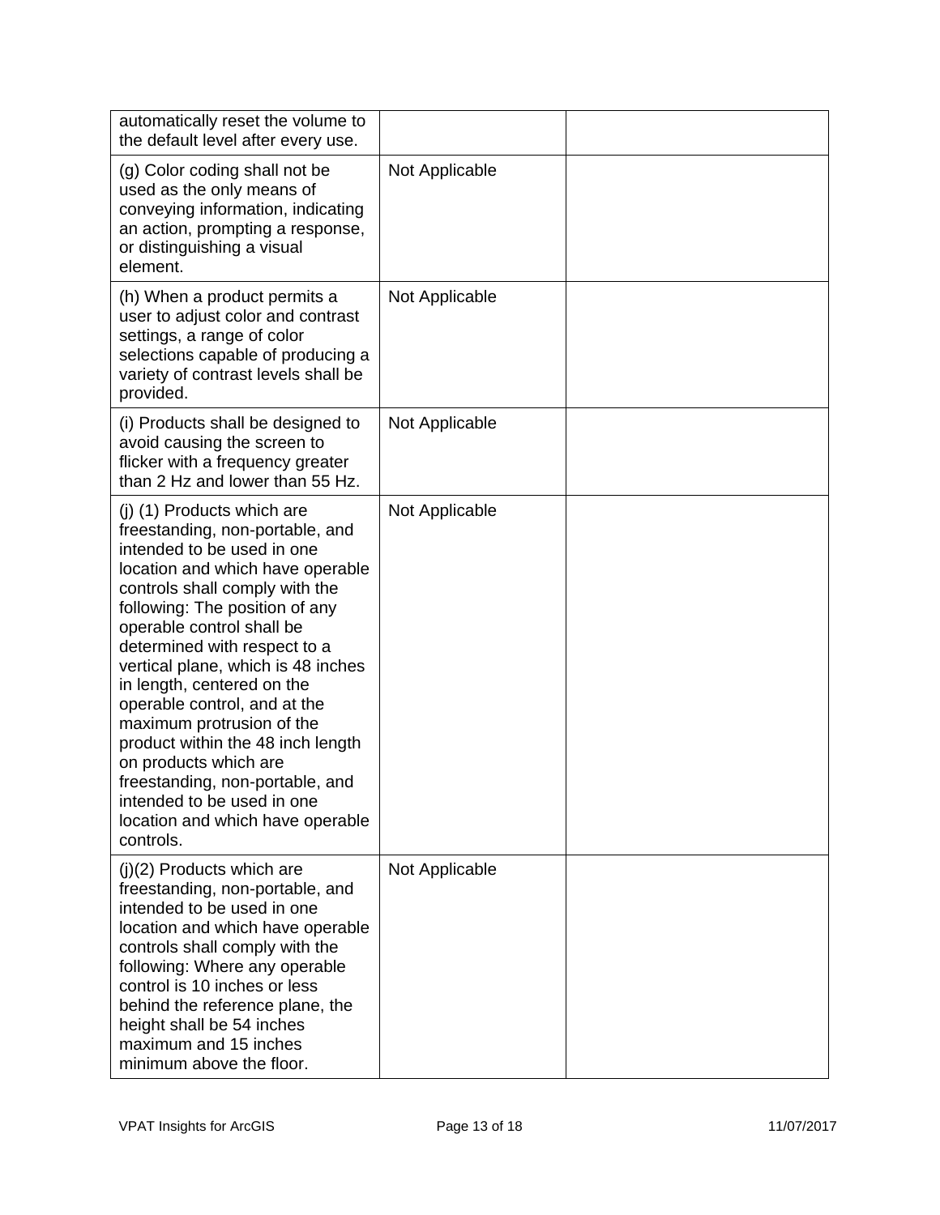| | | |
|---|---|---|
| automatically reset the volume to the default level after every use. | | |
| (g) Color coding shall not be used as the only means of conveying information, indicating an action, prompting a response, or distinguishing a visual element. | Not Applicable | |
| (h) When a product permits a user to adjust color and contrast settings, a range of color selections capable of producing a variety of contrast levels shall be provided. | Not Applicable | |
| (i) Products shall be designed to avoid causing the screen to flicker with a frequency greater than 2 Hz and lower than 55 Hz. | Not Applicable | |
| (j) (1) Products which are freestanding, non-portable, and intended to be used in one location and which have operable controls shall comply with the following: The position of any operable control shall be determined with respect to a vertical plane, which is 48 inches in length, centered on the operable control, and at the maximum protrusion of the product within the 48 inch length on products which are freestanding, non-portable, and intended to be used in one location and which have operable controls. | Not Applicable | |
| (j)(2) Products which are freestanding, non-portable, and intended to be used in one location and which have operable controls shall comply with the following: Where any operable control is 10 inches or less behind the reference plane, the height shall be 54 inches maximum and 15 inches minimum above the floor. | Not Applicable | |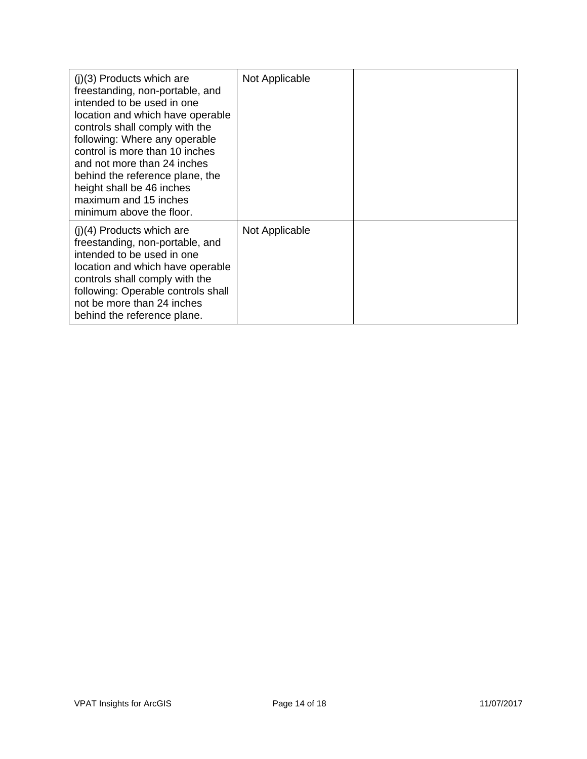| | | |
|---|---|---|
| (j)(3) Products which are freestanding, non-portable, and intended to be used in one location and which have operable controls shall comply with the following: Where any operable control is more than 10 inches and not more than 24 inches behind the reference plane, the height shall be 46 inches maximum and 15 inches minimum above the floor. | Not Applicable | |
| (j)(4) Products which are freestanding, non-portable, and intended to be used in one location and which have operable controls shall comply with the following: Operable controls shall not be more than 24 inches behind the reference plane. | Not Applicable | |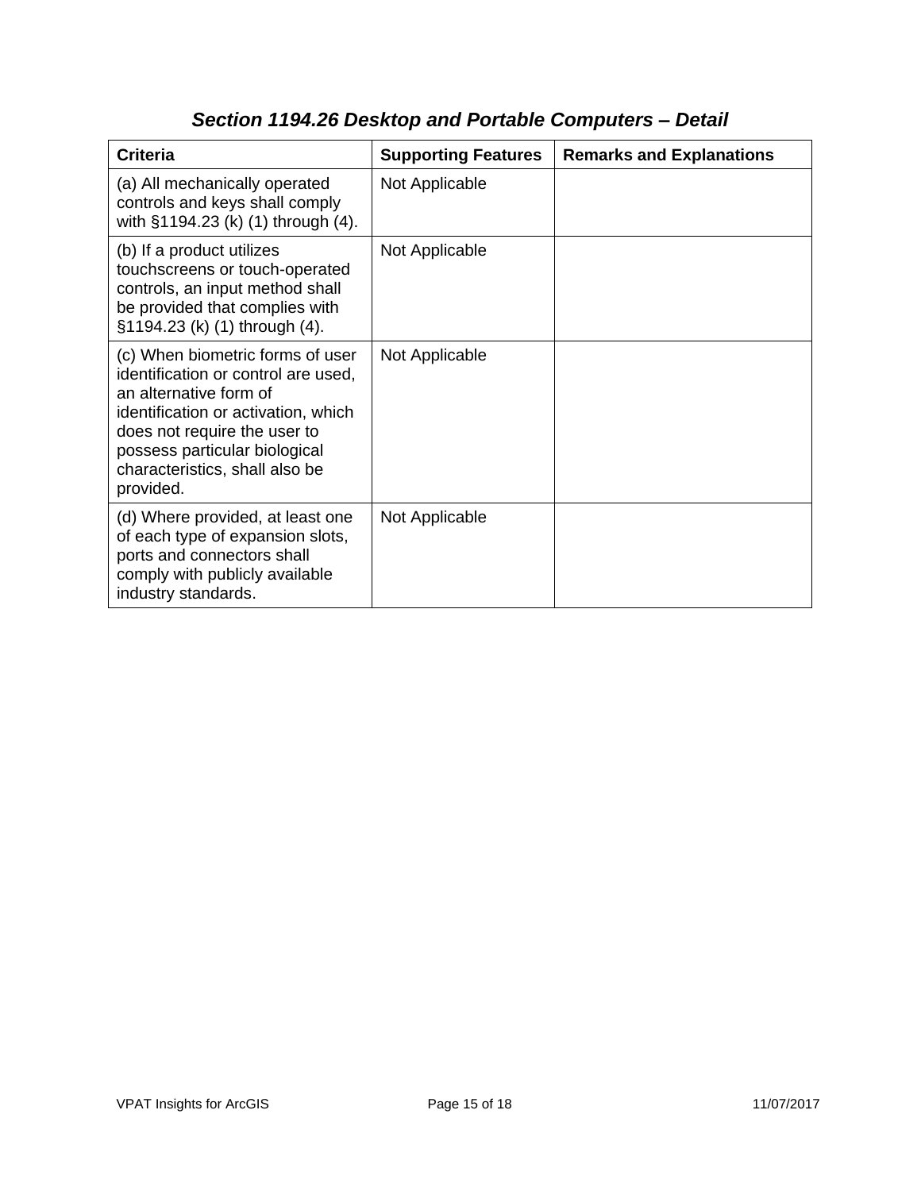## *Section 1194.26 Desktop and Portable Computers – Detail*

| Criteria | Supporting Features | Remarks and Explanations |
| --- | --- | --- |
| (a) All mechanically operated controls and keys shall comply with §1194.23 (k) (1) through (4). | Not Applicable | |
| (b) If a product utilizes touchscreens or touch-operated controls, an input method shall be provided that complies with §1194.23 (k) (1) through (4). | Not Applicable | |
| (c) When biometric forms of user identification or control are used, an alternative form of identification or activation, which does not require the user to possess particular biological characteristics, shall also be provided. | Not Applicable | |
| (d) Where provided, at least one of each type of expansion slots, ports and connectors shall comply with publicly available industry standards. | Not Applicable | |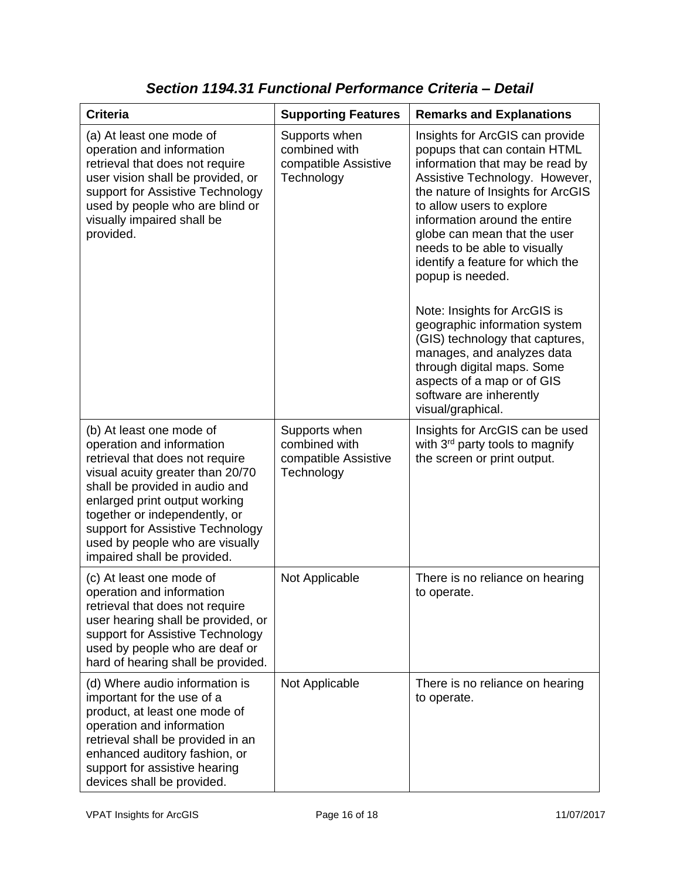## *Section 1194.31 Functional Performance Criteria – Detail*

| Criteria | Supporting Features | Remarks and Explanations |
|---|---|---|
| (a) At least one mode of operation and information retrieval that does not require user vision shall be provided, or support for Assistive Technology used by people who are blind or visually impaired shall be provided. | Supports when combined with compatible Assistive Technology | Insights for ArcGIS can provide popups that can contain HTML information that may be read by Assistive Technology. However, the nature of Insights for ArcGIS to allow users to explore information around the entire globe can mean that the user needs to be able to visually identify a feature for which the popup is needed.<br><br>Note: Insights for ArcGIS is geographic information system (GIS) technology that captures, manages, and analyzes data through digital maps. Some aspects of a map or of GIS software are inherently visual/graphical. |
| (b) At least one mode of operation and information retrieval that does not require visual acuity greater than 20/70 shall be provided in audio and enlarged print output working together or independently, or support for Assistive Technology used by people who are visually impaired shall be provided. | Supports when combined with compatible Assistive Technology | Insights for ArcGIS can be used with 3rd party tools to magnify the screen or print output. |
| (c) At least one mode of operation and information retrieval that does not require user hearing shall be provided, or support for Assistive Technology used by people who are deaf or hard of hearing shall be provided. | Not Applicable | There is no reliance on hearing to operate. |
| (d) Where audio information is important for the use of a product, at least one mode of operation and information retrieval shall be provided in an enhanced auditory fashion, or support for assistive hearing devices shall be provided. | Not Applicable | There is no reliance on hearing to operate. |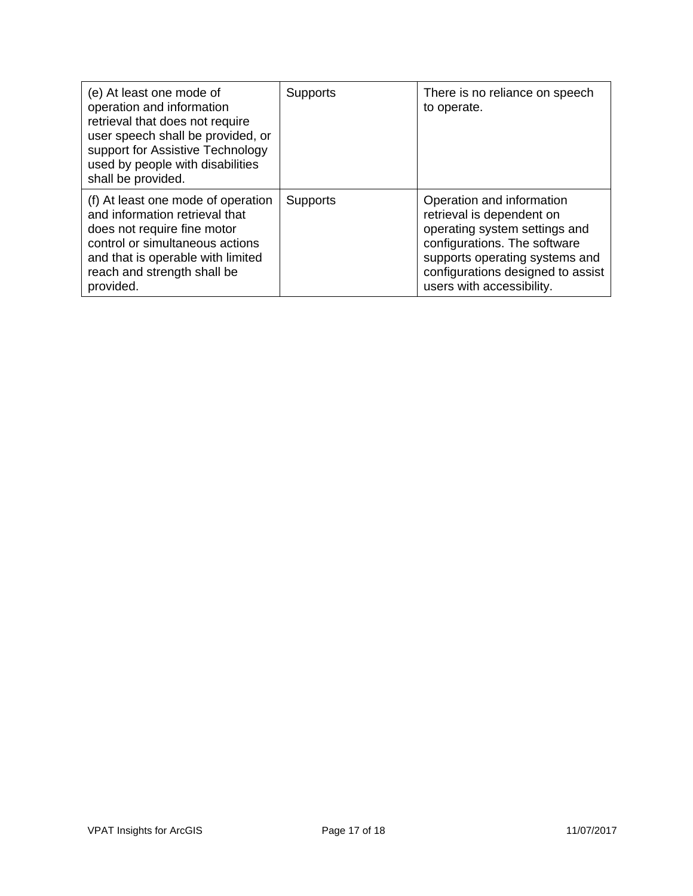| | | |
|---|---|---|
| (e) At least one mode of operation and information retrieval that does not require user speech shall be provided, or support for Assistive Technology used by people with disabilities shall be provided. | Supports | There is no reliance on speech to operate. |
| (f) At least one mode of operation and information retrieval that does not require fine motor control or simultaneous actions and that is operable with limited reach and strength shall be provided. | Supports | Operation and information retrieval is dependent on operating system settings and configurations. The software supports operating systems and configurations designed to assist users with accessibility. |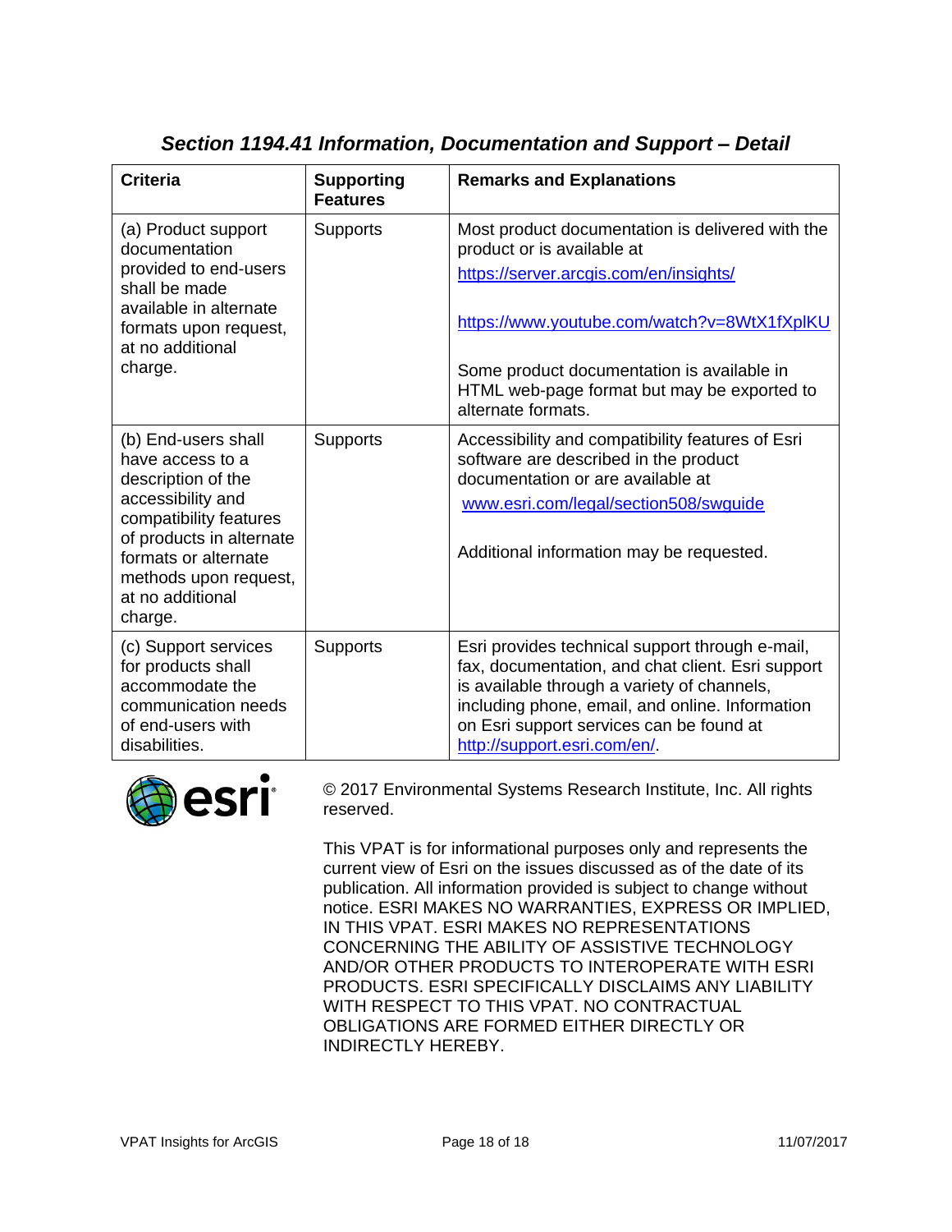### *Section 1194.41 Information, Documentation and Support – Detail*

| Criteria | Supporting Features | Remarks and Explanations |
|---|---|---|
| (a) Product support documentation provided to end-users shall be made available in alternate formats upon request, at no additional charge. | Supports | Most product documentation is delivered with the product or is available at https://server.arcgis.com/en/insights/ <br><br> https://www.youtube.com/watch?v=8WtX1fXplKU <br><br> Some product documentation is available in HTML web-page format but may be exported to alternate formats. |
| (b) End-users shall have access to a description of the accessibility and compatibility features of products in alternate formats or alternate methods upon request, at no additional charge. | Supports | Accessibility and compatibility features of Esri software are described in the product documentation or are available at www.esri.com/legal/section508/swguide <br><br> Additional information may be requested. |
| (c) Support services for products shall accommodate the communication needs of end-users with disabilities. | Supports | Esri provides technical support through e-mail, fax, documentation, and chat client. Esri support is available through a variety of channels, including phone, email, and online. Information on Esri support services can be found at http://support.esri.com/en/. |

esri

© 2017 Environmental Systems Research Institute, Inc. All rights reserved.

This VPAT is for informational purposes only and represents the current view of Esri on the issues discussed as of the date of its publication. All information provided is subject to change without notice. ESRI MAKES NO WARRANTIES, EXPRESS OR IMPLIED, IN THIS VPAT. ESRI MAKES NO REPRESENTATIONS CONCERNING THE ABILITY OF ASSISTIVE TECHNOLOGY AND/OR OTHER PRODUCTS TO INTEROPERATE WITH ESRI PRODUCTS. ESRI SPECIFICALLY DISCLAIMS ANY LIABILITY WITH RESPECT TO THIS VPAT. NO CONTRACTUAL OBLIGATIONS ARE FORMED EITHER DIRECTLY OR INDIRECTLY HEREBY.